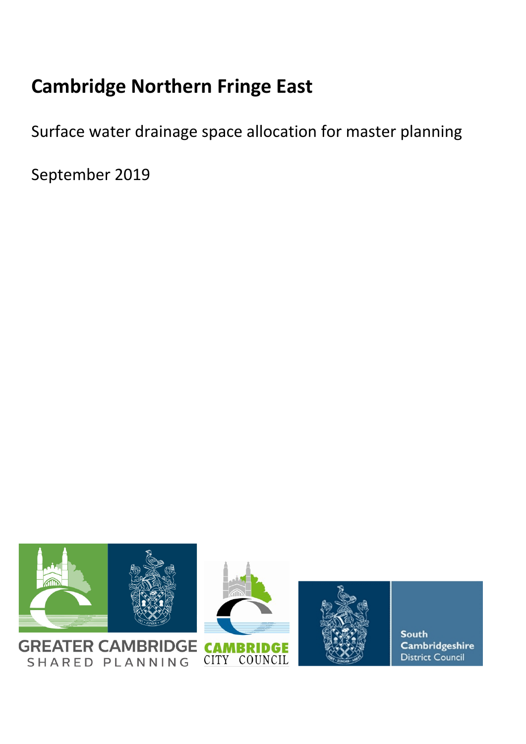# Cambridge Northern Fringe East

Surface water drainage space allocation for master planning

September 2019

GREATER CAMBRIDGE SHARED PLANNING

CAMBRIDGE CITY COUNCIL

South Cambridgeshire District Council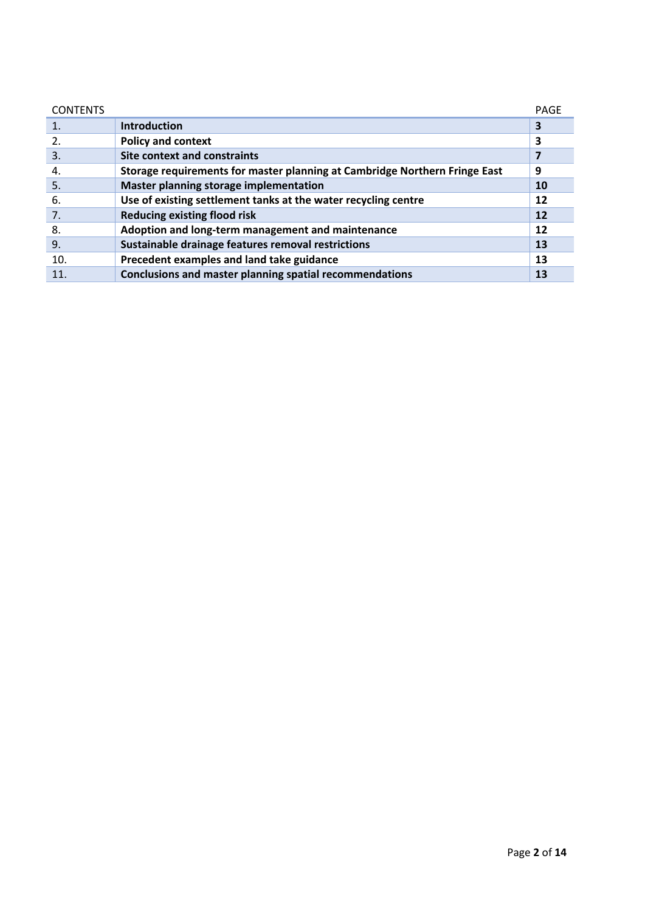| CONTENTS | | PAGE |
|---|---|---|
| 1. | **Introduction** | **3** |
| 2. | **Policy and context** | **3** |
| 3. | **Site context and constraints** | **7** |
| 4. | **Storage requirements for master planning at Cambridge Northern Fringe East** | **9** |
| 5. | **Master planning storage implementation** | **10** |
| 6. | **Use of existing settlement tanks at the water recycling centre** | **12** |
| 7. | **Reducing existing flood risk** | **12** |
| 8. | **Adoption and long-term management and maintenance** | **12** |
| 9. | **Sustainable drainage features removal restrictions** | **13** |
| 10. | **Precedent examples and land take guidance** | **13** |
| 11. | **Conclusions and master planning spatial recommendations** | **13** |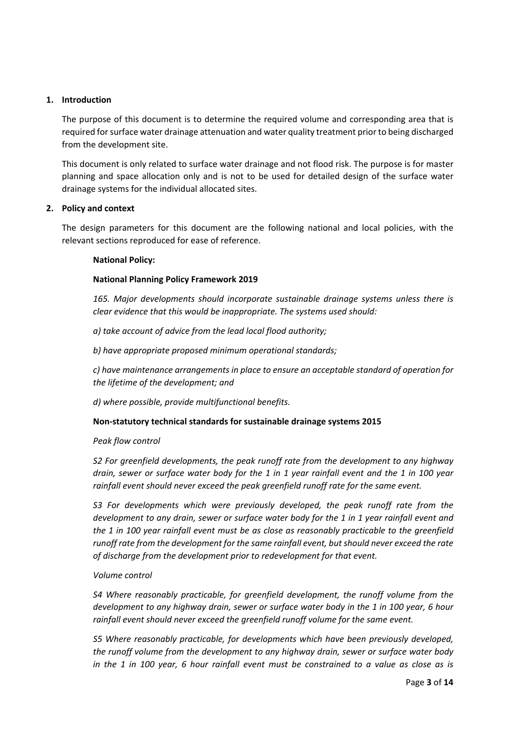## 1. Introduction

The purpose of this document is to determine the required volume and corresponding area that is required for surface water drainage attenuation and water quality treatment prior to being discharged from the development site.

This document is only related to surface water drainage and not flood risk. The purpose is for master planning and space allocation only and is not to be used for detailed design of the surface water drainage systems for the individual allocated sites.

## 2. Policy and context

The design parameters for this document are the following national and local policies, with the relevant sections reproduced for ease of reference.

**National Policy:**

**National Planning Policy Framework 2019**

*165. Major developments should incorporate sustainable drainage systems unless there is clear evidence that this would be inappropriate. The systems used should:*

*a) take account of advice from the lead local flood authority;*

*b) have appropriate proposed minimum operational standards;*

*c) have maintenance arrangements in place to ensure an acceptable standard of operation for the lifetime of the development; and*

*d) where possible, provide multifunctional benefits.*

**Non-statutory technical standards for sustainable drainage systems 2015**

*Peak flow control*

*S2 For greenfield developments, the peak runoff rate from the development to any highway drain, sewer or surface water body for the 1 in 1 year rainfall event and the 1 in 100 year rainfall event should never exceed the peak greenfield runoff rate for the same event.*

*S3 For developments which were previously developed, the peak runoff rate from the development to any drain, sewer or surface water body for the 1 in 1 year rainfall event and the 1 in 100 year rainfall event must be as close as reasonably practicable to the greenfield runoff rate from the development for the same rainfall event, but should never exceed the rate of discharge from the development prior to redevelopment for that event.*

*Volume control*

*S4 Where reasonably practicable, for greenfield development, the runoff volume from the development to any highway drain, sewer or surface water body in the 1 in 100 year, 6 hour rainfall event should never exceed the greenfield runoff volume for the same event.*

*S5 Where reasonably practicable, for developments which have been previously developed, the runoff volume from the development to any highway drain, sewer or surface water body in the 1 in 100 year, 6 hour rainfall event must be constrained to a value as close as is*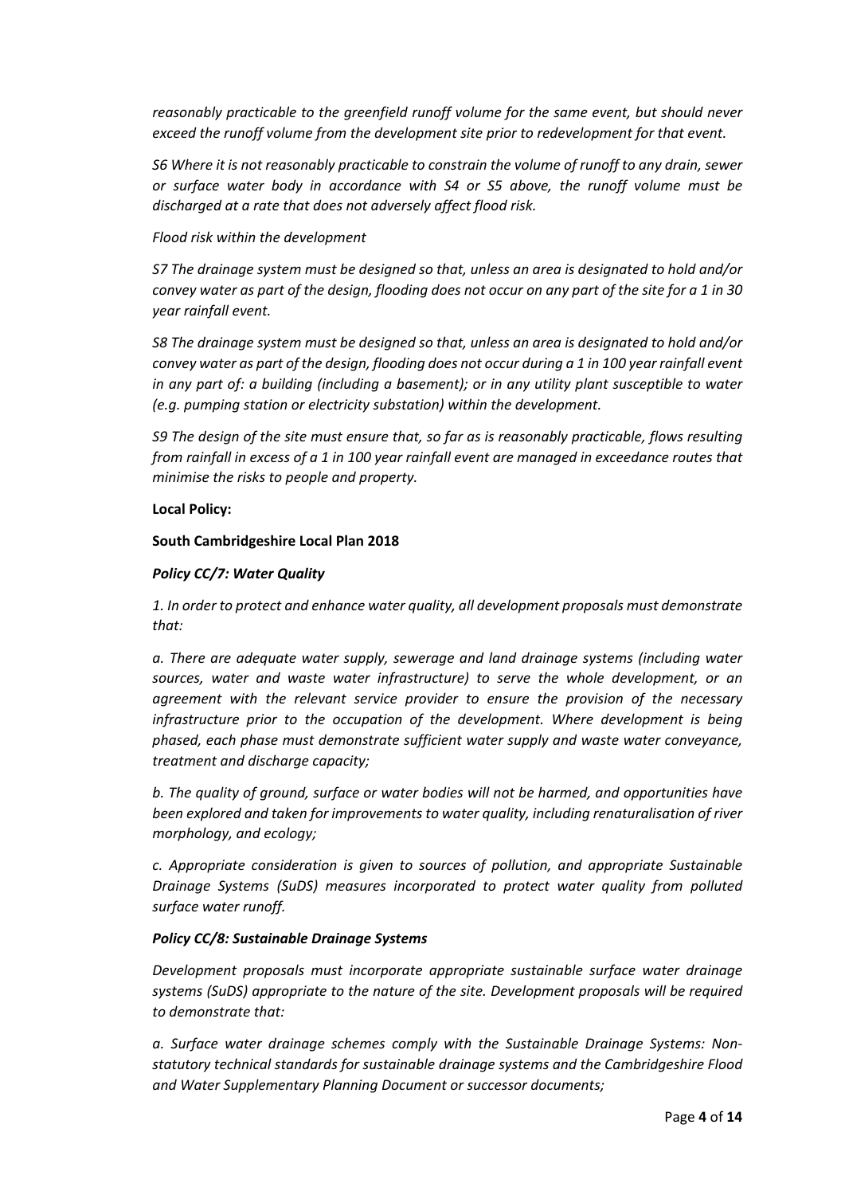*reasonably practicable to the greenfield runoff volume for the same event, but should never exceed the runoff volume from the development site prior to redevelopment for that event.*

*S6 Where it is not reasonably practicable to constrain the volume of runoff to any drain, sewer or surface water body in accordance with S4 or S5 above, the runoff volume must be discharged at a rate that does not adversely affect flood risk.*

*Flood risk within the development*

*S7 The drainage system must be designed so that, unless an area is designated to hold and/or convey water as part of the design, flooding does not occur on any part of the site for a 1 in 30 year rainfall event.*

*S8 The drainage system must be designed so that, unless an area is designated to hold and/or convey water as part of the design, flooding does not occur during a 1 in 100 year rainfall event in any part of: a building (including a basement); or in any utility plant susceptible to water (e.g. pumping station or electricity substation) within the development.*

*S9 The design of the site must ensure that, so far as is reasonably practicable, flows resulting from rainfall in excess of a 1 in 100 year rainfall event are managed in exceedance routes that minimise the risks to people and property.*

**Local Policy:**

**South Cambridgeshire Local Plan 2018**

***Policy CC/7: Water Quality***

*1. In order to protect and enhance water quality, all development proposals must demonstrate that:*

*a. There are adequate water supply, sewerage and land drainage systems (including water sources, water and waste water infrastructure) to serve the whole development, or an agreement with the relevant service provider to ensure the provision of the necessary infrastructure prior to the occupation of the development. Where development is being phased, each phase must demonstrate sufficient water supply and waste water conveyance, treatment and discharge capacity;*

*b. The quality of ground, surface or water bodies will not be harmed, and opportunities have been explored and taken for improvements to water quality, including renaturalisation of river morphology, and ecology;*

*c. Appropriate consideration is given to sources of pollution, and appropriate Sustainable Drainage Systems (SuDS) measures incorporated to protect water quality from polluted surface water runoff.*

***Policy CC/8: Sustainable Drainage Systems***

*Development proposals must incorporate appropriate sustainable surface water drainage systems (SuDS) appropriate to the nature of the site. Development proposals will be required to demonstrate that:*

*a. Surface water drainage schemes comply with the Sustainable Drainage Systems: Non-statutory technical standards for sustainable drainage systems and the Cambridgeshire Flood and Water Supplementary Planning Document or successor documents;*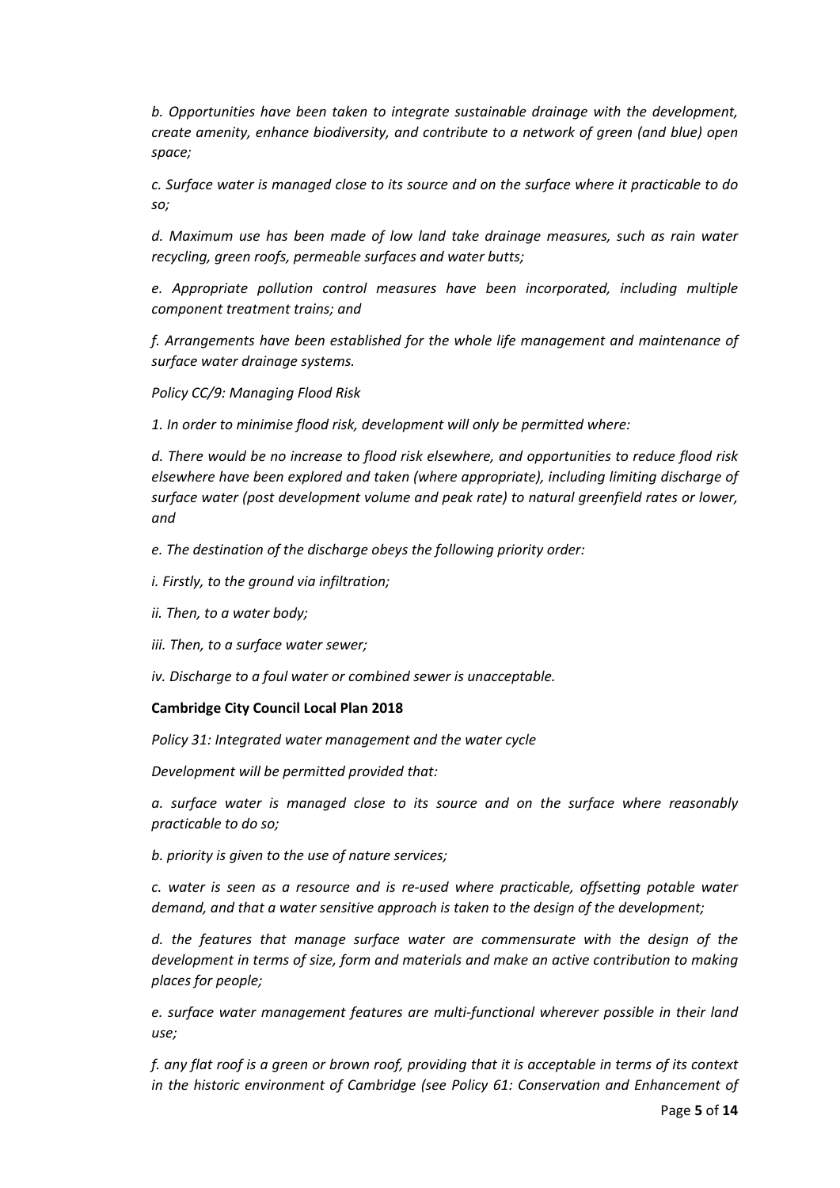*b. Opportunities have been taken to integrate sustainable drainage with the development, create amenity, enhance biodiversity, and contribute to a network of green (and blue) open space;*

*c. Surface water is managed close to its source and on the surface where it practicable to do so;*

*d. Maximum use has been made of low land take drainage measures, such as rain water recycling, green roofs, permeable surfaces and water butts;*

*e. Appropriate pollution control measures have been incorporated, including multiple component treatment trains; and*

*f. Arrangements have been established for the whole life management and maintenance of surface water drainage systems.*

*Policy CC/9: Managing Flood Risk*

*1. In order to minimise flood risk, development will only be permitted where:*

*d. There would be no increase to flood risk elsewhere, and opportunities to reduce flood risk elsewhere have been explored and taken (where appropriate), including limiting discharge of surface water (post development volume and peak rate) to natural greenfield rates or lower, and*

*e. The destination of the discharge obeys the following priority order:*

*i. Firstly, to the ground via infiltration;*

*ii. Then, to a water body;*

*iii. Then, to a surface water sewer;*

*iv. Discharge to a foul water or combined sewer is unacceptable.*

**Cambridge City Council Local Plan 2018**

*Policy 31: Integrated water management and the water cycle*

*Development will be permitted provided that:*

*a. surface water is managed close to its source and on the surface where reasonably practicable to do so;*

*b. priority is given to the use of nature services;*

*c. water is seen as a resource and is re-used where practicable, offsetting potable water demand, and that a water sensitive approach is taken to the design of the development;*

*d. the features that manage surface water are commensurate with the design of the development in terms of size, form and materials and make an active contribution to making places for people;*

*e. surface water management features are multi-functional wherever possible in their land use;*

*f. any flat roof is a green or brown roof, providing that it is acceptable in terms of its context in the historic environment of Cambridge (see Policy 61: Conservation and Enhancement of*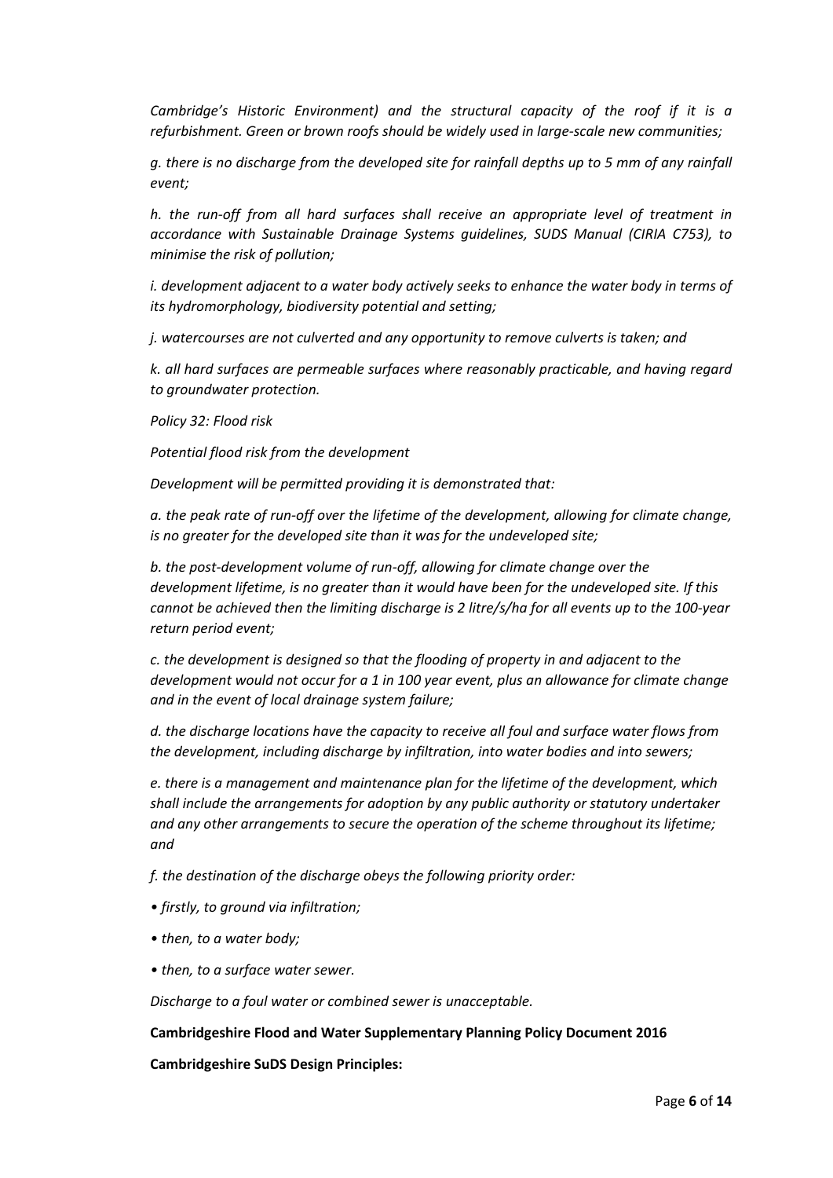*Cambridge's Historic Environment) and the structural capacity of the roof if it is a refurbishment. Green or brown roofs should be widely used in large-scale new communities;*

*g. there is no discharge from the developed site for rainfall depths up to 5 mm of any rainfall event;*

*h. the run-off from all hard surfaces shall receive an appropriate level of treatment in accordance with Sustainable Drainage Systems guidelines, SUDS Manual (CIRIA C753), to minimise the risk of pollution;*

*i. development adjacent to a water body actively seeks to enhance the water body in terms of its hydromorphology, biodiversity potential and setting;*

*j. watercourses are not culverted and any opportunity to remove culverts is taken; and*

*k. all hard surfaces are permeable surfaces where reasonably practicable, and having regard to groundwater protection.*

*Policy 32: Flood risk*

*Potential flood risk from the development*

*Development will be permitted providing it is demonstrated that:*

*a. the peak rate of run-off over the lifetime of the development, allowing for climate change, is no greater for the developed site than it was for the undeveloped site;*

*b. the post-development volume of run-off, allowing for climate change over the development lifetime, is no greater than it would have been for the undeveloped site. If this cannot be achieved then the limiting discharge is 2 litre/s/ha for all events up to the 100-year return period event;*

*c. the development is designed so that the flooding of property in and adjacent to the development would not occur for a 1 in 100 year event, plus an allowance for climate change and in the event of local drainage system failure;*

*d. the discharge locations have the capacity to receive all foul and surface water flows from the development, including discharge by infiltration, into water bodies and into sewers;*

*e. there is a management and maintenance plan for the lifetime of the development, which shall include the arrangements for adoption by any public authority or statutory undertaker and any other arrangements to secure the operation of the scheme throughout its lifetime; and*

*f. the destination of the discharge obeys the following priority order:*

- *firstly, to ground via infiltration;*
- *then, to a water body;*
- *then, to a surface water sewer.*

*Discharge to a foul water or combined sewer is unacceptable.*

**Cambridgeshire Flood and Water Supplementary Planning Policy Document 2016**

**Cambridgeshire SuDS Design Principles:**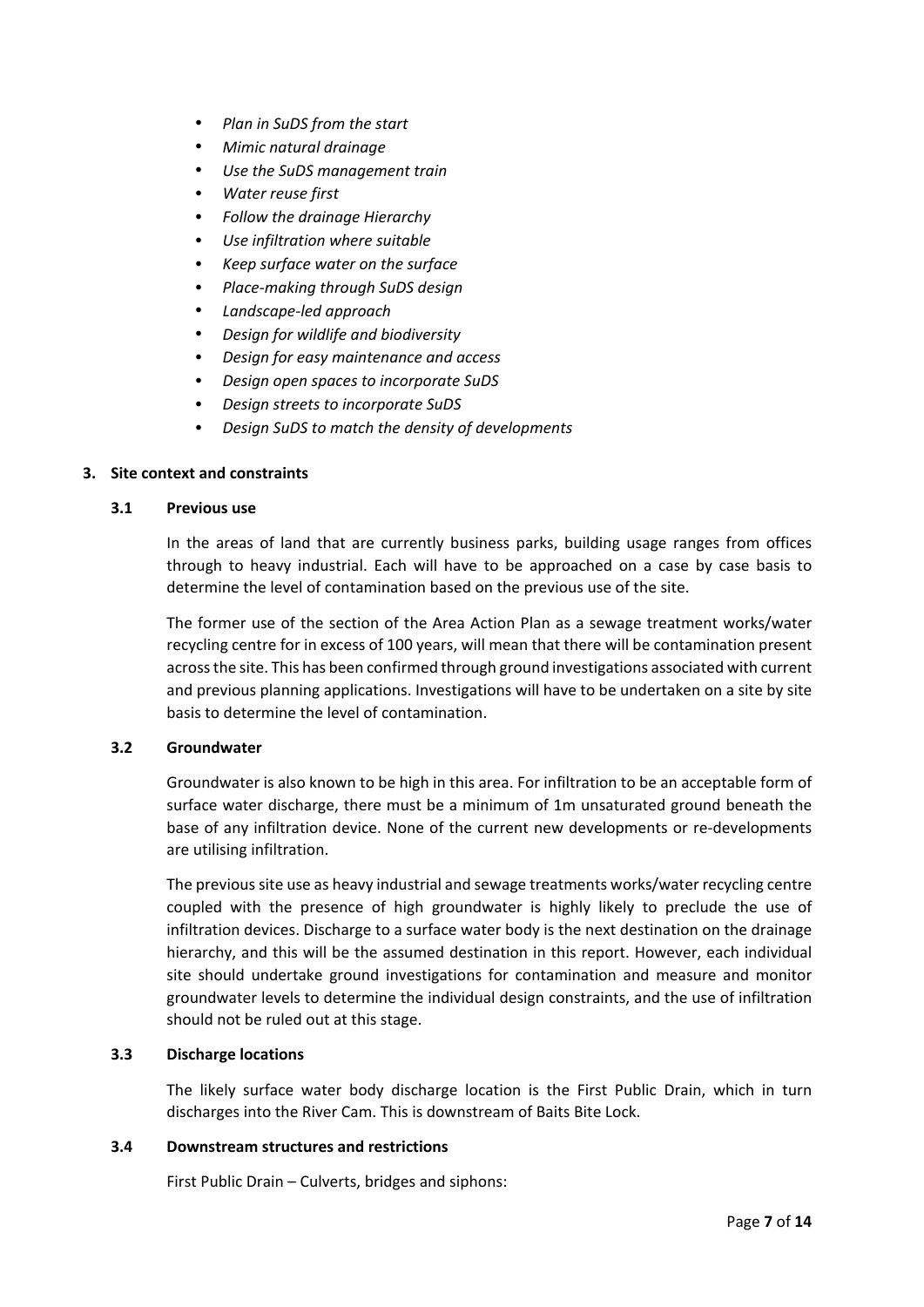- *Plan in SuDS from the start*
- *Mimic natural drainage*
- *Use the SuDS management train*
- *Water reuse first*
- *Follow the drainage Hierarchy*
- *Use infiltration where suitable*
- *Keep surface water on the surface*
- *Place-making through SuDS design*
- *Landscape-led approach*
- *Design for wildlife and biodiversity*
- *Design for easy maintenance and access*
- *Design open spaces to incorporate SuDS*
- *Design streets to incorporate SuDS*
- *Design SuDS to match the density of developments*

## 3. Site context and constraints

### 3.1 Previous use

In the areas of land that are currently business parks, building usage ranges from offices through to heavy industrial. Each will have to be approached on a case by case basis to determine the level of contamination based on the previous use of the site.

The former use of the section of the Area Action Plan as a sewage treatment works/water recycling centre for in excess of 100 years, will mean that there will be contamination present across the site. This has been confirmed through ground investigations associated with current and previous planning applications. Investigations will have to be undertaken on a site by site basis to determine the level of contamination.

### 3.2 Groundwater

Groundwater is also known to be high in this area. For infiltration to be an acceptable form of surface water discharge, there must be a minimum of 1m unsaturated ground beneath the base of any infiltration device. None of the current new developments or re-developments are utilising infiltration.

The previous site use as heavy industrial and sewage treatments works/water recycling centre coupled with the presence of high groundwater is highly likely to preclude the use of infiltration devices. Discharge to a surface water body is the next destination on the drainage hierarchy, and this will be the assumed destination in this report. However, each individual site should undertake ground investigations for contamination and measure and monitor groundwater levels to determine the individual design constraints, and the use of infiltration should not be ruled out at this stage.

### 3.3 Discharge locations

The likely surface water body discharge location is the First Public Drain, which in turn discharges into the River Cam. This is downstream of Baits Bite Lock.

### 3.4 Downstream structures and restrictions

First Public Drain – Culverts, bridges and siphons: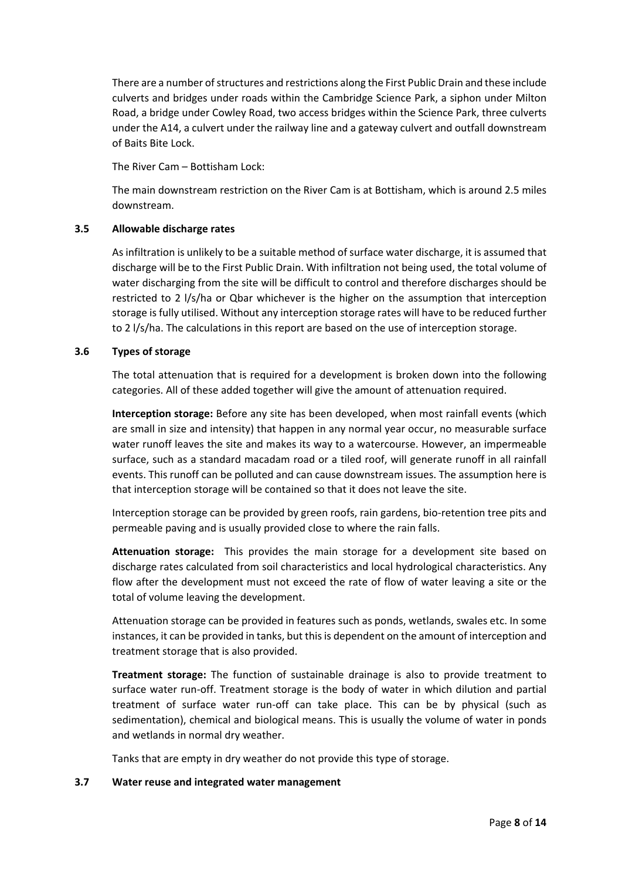There are a number of structures and restrictions along the First Public Drain and these include culverts and bridges under roads within the Cambridge Science Park, a siphon under Milton Road, a bridge under Cowley Road, two access bridges within the Science Park, three culverts under the A14, a culvert under the railway line and a gateway culvert and outfall downstream of Baits Bite Lock.

The River Cam – Bottisham Lock:

The main downstream restriction on the River Cam is at Bottisham, which is around 2.5 miles downstream.

### 3.5 Allowable discharge rates

As infiltration is unlikely to be a suitable method of surface water discharge, it is assumed that discharge will be to the First Public Drain. With infiltration not being used, the total volume of water discharging from the site will be difficult to control and therefore discharges should be restricted to 2 l/s/ha or Qbar whichever is the higher on the assumption that interception storage is fully utilised. Without any interception storage rates will have to be reduced further to 2 l/s/ha. The calculations in this report are based on the use of interception storage.

### 3.6 Types of storage

The total attenuation that is required for a development is broken down into the following categories. All of these added together will give the amount of attenuation required.

**Interception storage:** Before any site has been developed, when most rainfall events (which are small in size and intensity) that happen in any normal year occur, no measurable surface water runoff leaves the site and makes its way to a watercourse. However, an impermeable surface, such as a standard macadam road or a tiled roof, will generate runoff in all rainfall events. This runoff can be polluted and can cause downstream issues. The assumption here is that interception storage will be contained so that it does not leave the site.

Interception storage can be provided by green roofs, rain gardens, bio-retention tree pits and permeable paving and is usually provided close to where the rain falls.

**Attenuation storage:** This provides the main storage for a development site based on discharge rates calculated from soil characteristics and local hydrological characteristics. Any flow after the development must not exceed the rate of flow of water leaving a site or the total of volume leaving the development.

Attenuation storage can be provided in features such as ponds, wetlands, swales etc. In some instances, it can be provided in tanks, but this is dependent on the amount of interception and treatment storage that is also provided.

**Treatment storage:** The function of sustainable drainage is also to provide treatment to surface water run-off. Treatment storage is the body of water in which dilution and partial treatment of surface water run-off can take place. This can be by physical (such as sedimentation), chemical and biological means. This is usually the volume of water in ponds and wetlands in normal dry weather.

Tanks that are empty in dry weather do not provide this type of storage.

### 3.7 Water reuse and integrated water management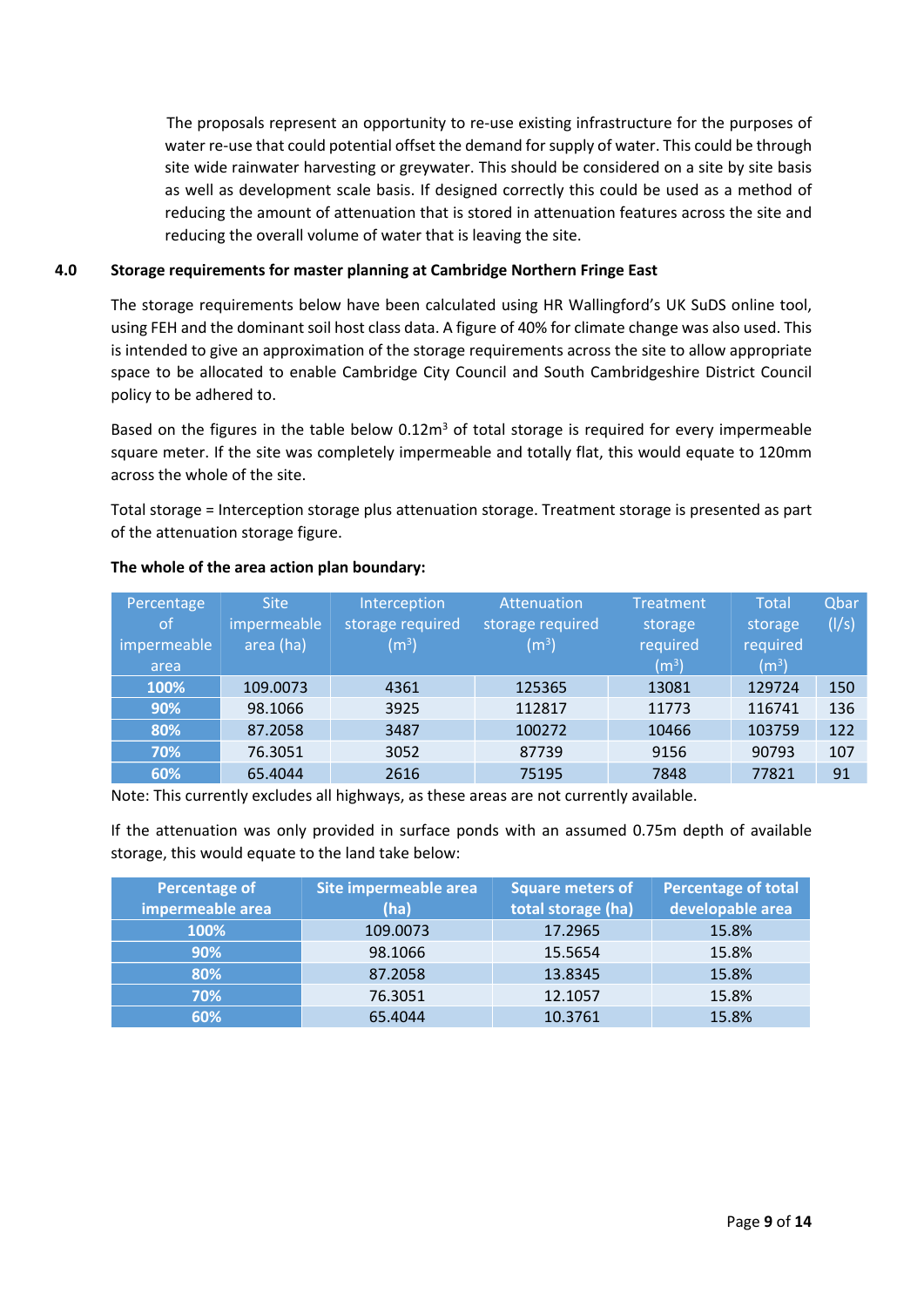The proposals represent an opportunity to re-use existing infrastructure for the purposes of water re-use that could potential offset the demand for supply of water. This could be through site wide rainwater harvesting or greywater. This should be considered on a site by site basis as well as development scale basis. If designed correctly this could be used as a method of reducing the amount of attenuation that is stored in attenuation features across the site and reducing the overall volume of water that is leaving the site.

## 4.0 Storage requirements for master planning at Cambridge Northern Fringe East

The storage requirements below have been calculated using HR Wallingford's UK SuDS online tool, using FEH and the dominant soil host class data. A figure of 40% for climate change was also used. This is intended to give an approximation of the storage requirements across the site to allow appropriate space to be allocated to enable Cambridge City Council and South Cambridgeshire District Council policy to be adhered to.

Based on the figures in the table below 0.12m$^3$ of total storage is required for every impermeable square meter. If the site was completely impermeable and totally flat, this would equate to 120mm across the whole of the site.

Total storage = Interception storage plus attenuation storage. Treatment storage is presented as part of the attenuation storage figure.

**The whole of the area action plan boundary:**

| Percentage of impermeable area | Site impermeable area (ha) | Interception storage required (m$^3$) | Attenuation storage required (m$^3$) | Treatment storage required (m$^3$) | Total storage required (m$^3$) | Qbar (l/s) |
|---|---|---|---|---|---|---|
| **100%** | 109.0073 | 4361 | 125365 | 13081 | 129724 | 150 |
| **90%** | 98.1066 | 3925 | 112817 | 11773 | 116741 | 136 |
| **80%** | 87.2058 | 3487 | 100272 | 10466 | 103759 | 122 |
| **70%** | 76.3051 | 3052 | 87739 | 9156 | 90793 | 107 |
| **60%** | 65.4044 | 2616 | 75195 | 7848 | 77821 | 91 |

Note: This currently excludes all highways, as these areas are not currently available.

If the attenuation was only provided in surface ponds with an assumed 0.75m depth of available storage, this would equate to the land take below:

| Percentage of impermeable area | Site impermeable area (ha) | Square meters of total storage (ha) | Percentage of total developable area |
|---|---|---|---|
| **100%** | 109.0073 | 17.2965 | 15.8% |
| **90%** | 98.1066 | 15.5654 | 15.8% |
| **80%** | 87.2058 | 13.8345 | 15.8% |
| **70%** | 76.3051 | 12.1057 | 15.8% |
| **60%** | 65.4044 | 10.3761 | 15.8% |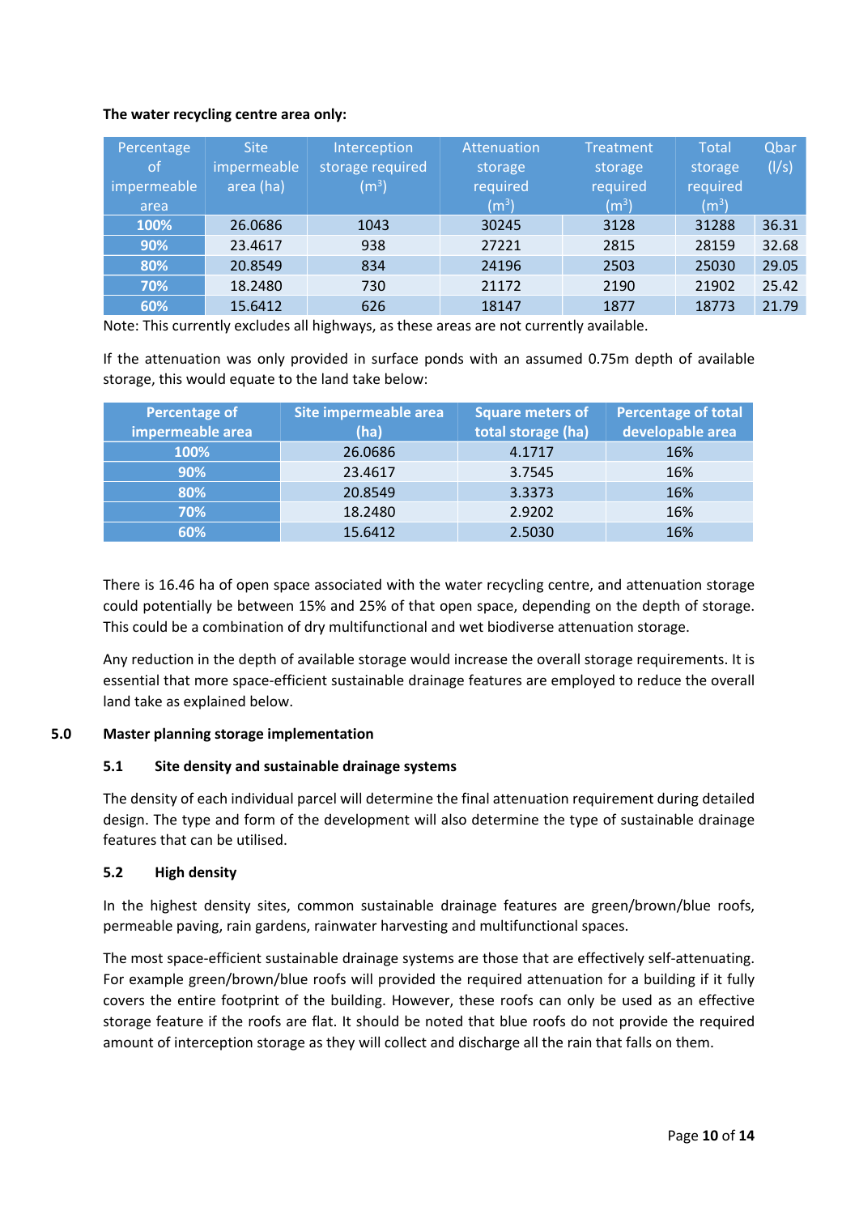**The water recycling centre area only:**

| Percentage of impermeable area | Site impermeable area (ha) | Interception storage required ($m^3$) | Attenuation storage required ($m^3$) | Treatment storage required ($m^3$) | Total storage required ($m^3$) | Qbar (l/s) |
|---|---|---|---|---|---|---|
| **100%** | 26.0686 | 1043 | 30245 | 3128 | 31288 | 36.31 |
| **90%** | 23.4617 | 938 | 27221 | 2815 | 28159 | 32.68 |
| **80%** | 20.8549 | 834 | 24196 | 2503 | 25030 | 29.05 |
| **70%** | 18.2480 | 730 | 21172 | 2190 | 21902 | 25.42 |
| **60%** | 15.6412 | 626 | 18147 | 1877 | 18773 | 21.79 |

Note: This currently excludes all highways, as these areas are not currently available.

If the attenuation was only provided in surface ponds with an assumed 0.75m depth of available storage, this would equate to the land take below:

| Percentage of impermeable area | Site impermeable area (ha) | Square meters of total storage (ha) | Percentage of total developable area |
|---|---|---|---|
| **100%** | 26.0686 | 4.1717 | 16% |
| **90%** | 23.4617 | 3.7545 | 16% |
| **80%** | 20.8549 | 3.3373 | 16% |
| **70%** | 18.2480 | 2.9202 | 16% |
| **60%** | 15.6412 | 2.5030 | 16% |

There is 16.46 ha of open space associated with the water recycling centre, and attenuation storage could potentially be between 15% and 25% of that open space, depending on the depth of storage. This could be a combination of dry multifunctional and wet biodiverse attenuation storage.

Any reduction in the depth of available storage would increase the overall storage requirements. It is essential that more space-efficient sustainable drainage features are employed to reduce the overall land take as explained below.

## 5.0 Master planning storage implementation

### 5.1 Site density and sustainable drainage systems

The density of each individual parcel will determine the final attenuation requirement during detailed design. The type and form of the development will also determine the type of sustainable drainage features that can be utilised.

### 5.2 High density

In the highest density sites, common sustainable drainage features are green/brown/blue roofs, permeable paving, rain gardens, rainwater harvesting and multifunctional spaces.

The most space-efficient sustainable drainage systems are those that are effectively self-attenuating. For example green/brown/blue roofs will provided the required attenuation for a building if it fully covers the entire footprint of the building. However, these roofs can only be used as an effective storage feature if the roofs are flat. It should be noted that blue roofs do not provide the required amount of interception storage as they will collect and discharge all the rain that falls on them.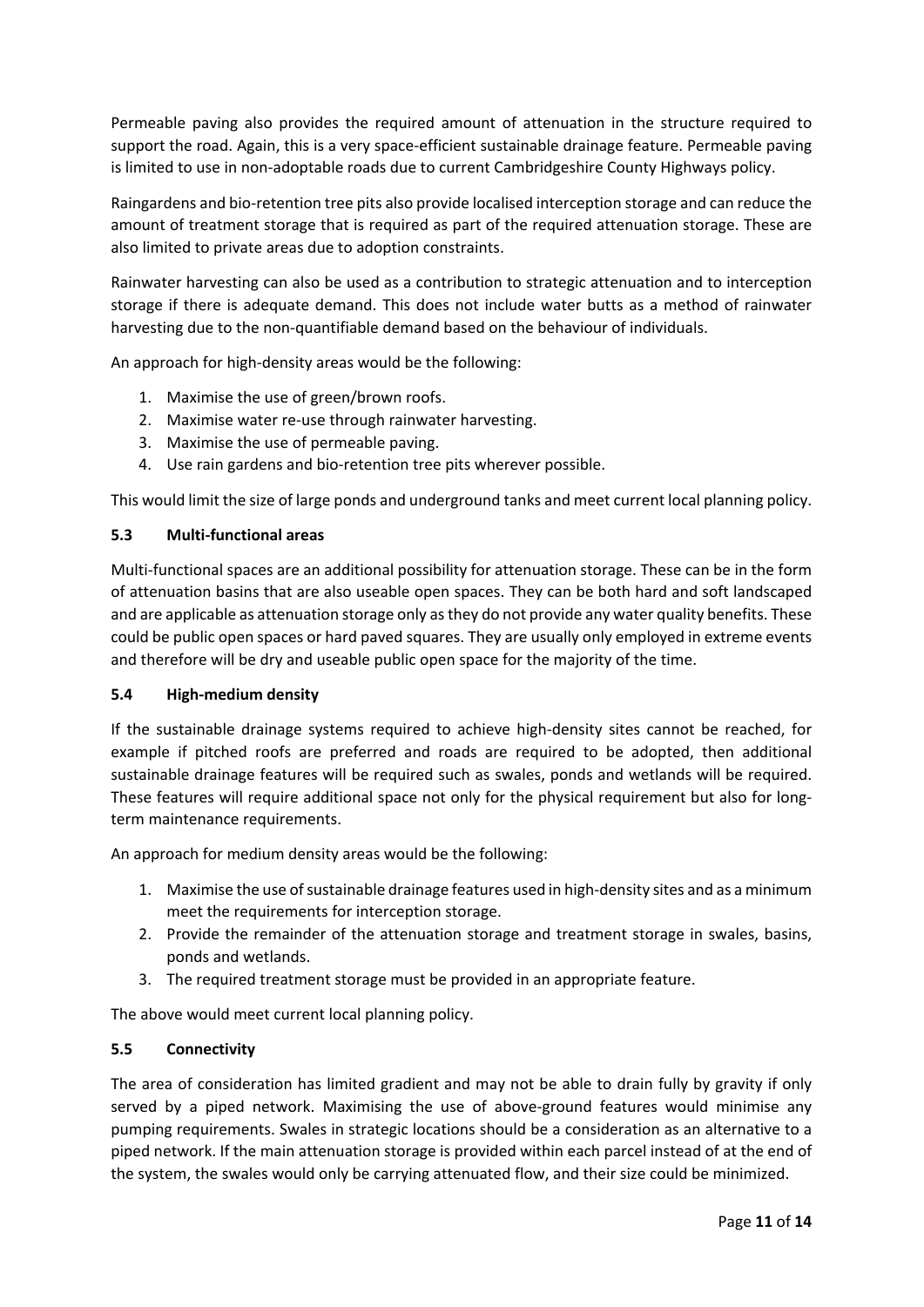Permeable paving also provides the required amount of attenuation in the structure required to support the road. Again, this is a very space-efficient sustainable drainage feature. Permeable paving is limited to use in non-adoptable roads due to current Cambridgeshire County Highways policy.

Raingardens and bio-retention tree pits also provide localised interception storage and can reduce the amount of treatment storage that is required as part of the required attenuation storage. These are also limited to private areas due to adoption constraints.

Rainwater harvesting can also be used as a contribution to strategic attenuation and to interception storage if there is adequate demand. This does not include water butts as a method of rainwater harvesting due to the non-quantifiable demand based on the behaviour of individuals.

An approach for high-density areas would be the following:

1. Maximise the use of green/brown roofs.
2. Maximise water re-use through rainwater harvesting.
3. Maximise the use of permeable paving.
4. Use rain gardens and bio-retention tree pits wherever possible.

This would limit the size of large ponds and underground tanks and meet current local planning policy.

### 5.3 Multi-functional areas

Multi-functional spaces are an additional possibility for attenuation storage. These can be in the form of attenuation basins that are also useable open spaces. They can be both hard and soft landscaped and are applicable as attenuation storage only as they do not provide any water quality benefits. These could be public open spaces or hard paved squares. They are usually only employed in extreme events and therefore will be dry and useable public open space for the majority of the time.

### 5.4 High-medium density

If the sustainable drainage systems required to achieve high-density sites cannot be reached, for example if pitched roofs are preferred and roads are required to be adopted, then additional sustainable drainage features will be required such as swales, ponds and wetlands will be required. These features will require additional space not only for the physical requirement but also for long-term maintenance requirements.

An approach for medium density areas would be the following:

1. Maximise the use of sustainable drainage features used in high-density sites and as a minimum meet the requirements for interception storage.
2. Provide the remainder of the attenuation storage and treatment storage in swales, basins, ponds and wetlands.
3. The required treatment storage must be provided in an appropriate feature.

The above would meet current local planning policy.

### 5.5 Connectivity

The area of consideration has limited gradient and may not be able to drain fully by gravity if only served by a piped network. Maximising the use of above-ground features would minimise any pumping requirements. Swales in strategic locations should be a consideration as an alternative to a piped network. If the main attenuation storage is provided within each parcel instead of at the end of the system, the swales would only be carrying attenuated flow, and their size could be minimized.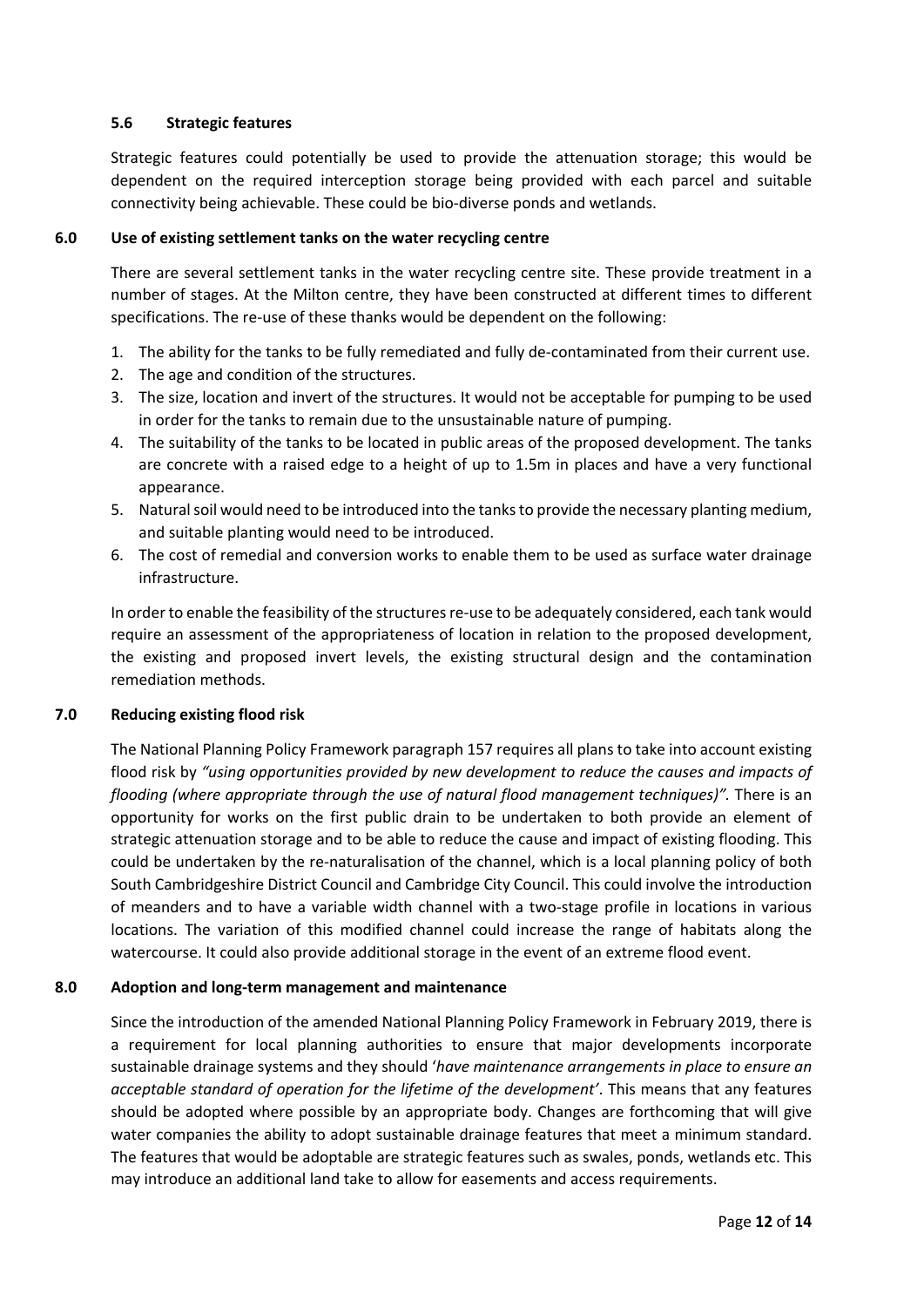### 5.6 Strategic features

Strategic features could potentially be used to provide the attenuation storage; this would be dependent on the required interception storage being provided with each parcel and suitable connectivity being achievable. These could be bio-diverse ponds and wetlands.

## 6.0 Use of existing settlement tanks on the water recycling centre

There are several settlement tanks in the water recycling centre site. These provide treatment in a number of stages. At the Milton centre, they have been constructed at different times to different specifications. The re-use of these thanks would be dependent on the following:

1. The ability for the tanks to be fully remediated and fully de-contaminated from their current use.
2. The age and condition of the structures.
3. The size, location and invert of the structures. It would not be acceptable for pumping to be used in order for the tanks to remain due to the unsustainable nature of pumping.
4. The suitability of the tanks to be located in public areas of the proposed development. The tanks are concrete with a raised edge to a height of up to 1.5m in places and have a very functional appearance.
5. Natural soil would need to be introduced into the tanks to provide the necessary planting medium, and suitable planting would need to be introduced.
6. The cost of remedial and conversion works to enable them to be used as surface water drainage infrastructure.

In order to enable the feasibility of the structures re-use to be adequately considered, each tank would require an assessment of the appropriateness of location in relation to the proposed development, the existing and proposed invert levels, the existing structural design and the contamination remediation methods.

## 7.0 Reducing existing flood risk

The National Planning Policy Framework paragraph 157 requires all plans to take into account existing flood risk by *"using opportunities provided by new development to reduce the causes and impacts of flooding (where appropriate through the use of natural flood management techniques)".* There is an opportunity for works on the first public drain to be undertaken to both provide an element of strategic attenuation storage and to be able to reduce the cause and impact of existing flooding. This could be undertaken by the re-naturalisation of the channel, which is a local planning policy of both South Cambridgeshire District Council and Cambridge City Council. This could involve the introduction of meanders and to have a variable width channel with a two-stage profile in locations in various locations. The variation of this modified channel could increase the range of habitats along the watercourse. It could also provide additional storage in the event of an extreme flood event.

## 8.0 Adoption and long-term management and maintenance

Since the introduction of the amended National Planning Policy Framework in February 2019, there is a requirement for local planning authorities to ensure that major developments incorporate sustainable drainage systems and they should '*have maintenance arrangements in place to ensure an acceptable standard of operation for the lifetime of the development'*. This means that any features should be adopted where possible by an appropriate body. Changes are forthcoming that will give water companies the ability to adopt sustainable drainage features that meet a minimum standard. The features that would be adoptable are strategic features such as swales, ponds, wetlands etc. This may introduce an additional land take to allow for easements and access requirements.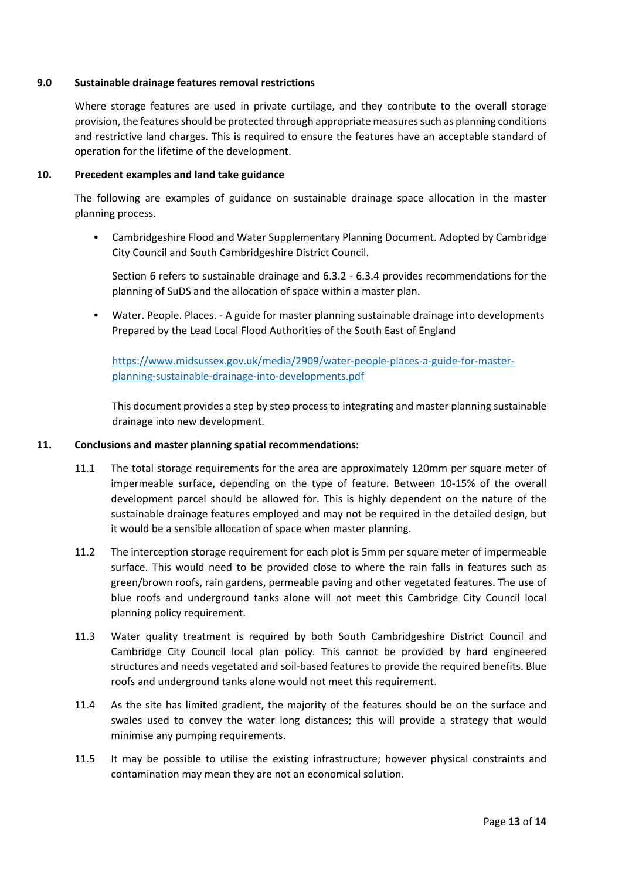## 9.0 Sustainable drainage features removal restrictions

Where storage features are used in private curtilage, and they contribute to the overall storage provision, the features should be protected through appropriate measures such as planning conditions and restrictive land charges. This is required to ensure the features have an acceptable standard of operation for the lifetime of the development.

## 10. Precedent examples and land take guidance

The following are examples of guidance on sustainable drainage space allocation in the master planning process.

- Cambridgeshire Flood and Water Supplementary Planning Document. Adopted by Cambridge City Council and South Cambridgeshire District Council.

  Section 6 refers to sustainable drainage and 6.3.2 - 6.3.4 provides recommendations for the planning of SuDS and the allocation of space within a master plan.

- Water. People. Places. - A guide for master planning sustainable drainage into developments Prepared by the Lead Local Flood Authorities of the South East of England

  https://www.midsussex.gov.uk/media/2909/water-people-places-a-guide-for-master-planning-sustainable-drainage-into-developments.pdf

  This document provides a step by step process to integrating and master planning sustainable drainage into new development.

## 11. Conclusions and master planning spatial recommendations:

11.1 The total storage requirements for the area are approximately 120mm per square meter of impermeable surface, depending on the type of feature. Between 10-15% of the overall development parcel should be allowed for. This is highly dependent on the nature of the sustainable drainage features employed and may not be required in the detailed design, but it would be a sensible allocation of space when master planning.

11.2 The interception storage requirement for each plot is 5mm per square meter of impermeable surface. This would need to be provided close to where the rain falls in features such as green/brown roofs, rain gardens, permeable paving and other vegetated features. The use of blue roofs and underground tanks alone will not meet this Cambridge City Council local planning policy requirement.

11.3 Water quality treatment is required by both South Cambridgeshire District Council and Cambridge City Council local plan policy. This cannot be provided by hard engineered structures and needs vegetated and soil-based features to provide the required benefits. Blue roofs and underground tanks alone would not meet this requirement.

11.4 As the site has limited gradient, the majority of the features should be on the surface and swales used to convey the water long distances; this will provide a strategy that would minimise any pumping requirements.

11.5 It may be possible to utilise the existing infrastructure; however physical constraints and contamination may mean they are not an economical solution.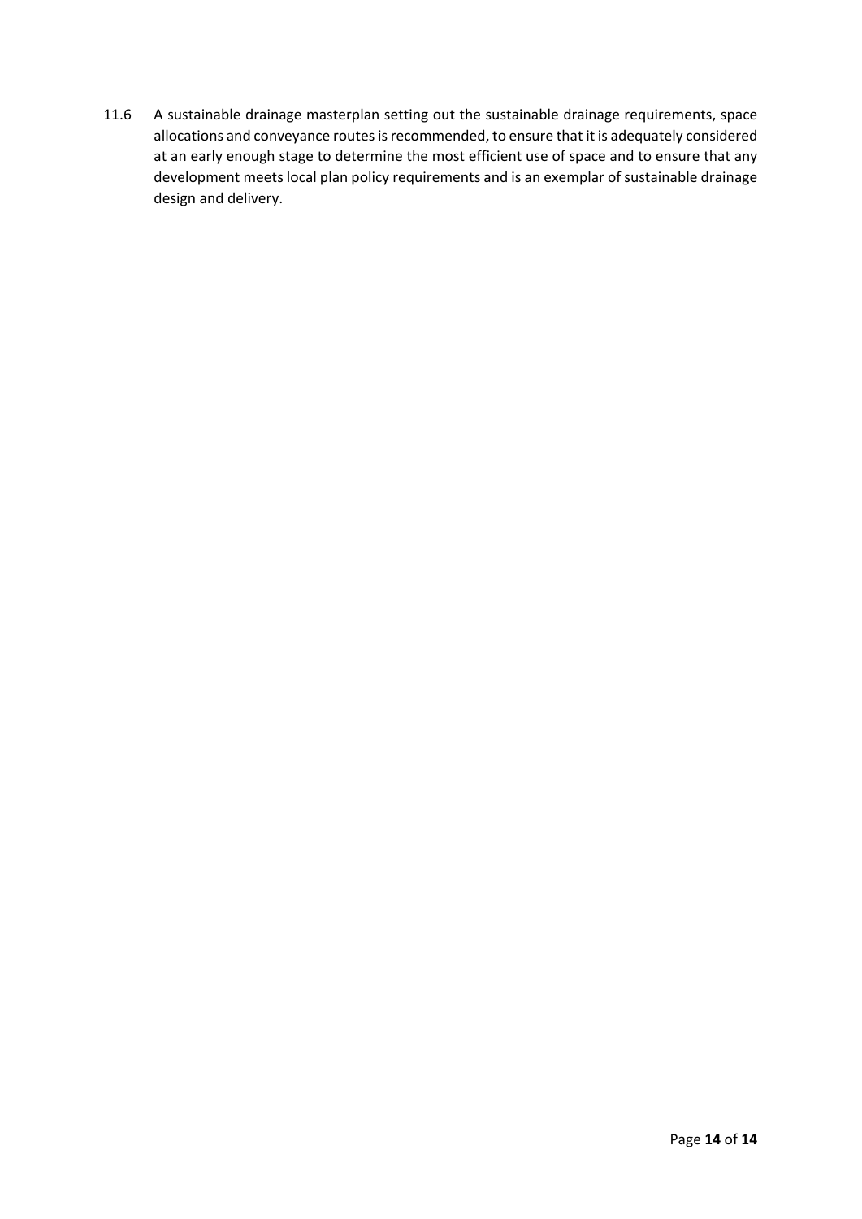11.6 A sustainable drainage masterplan setting out the sustainable drainage requirements, space allocations and conveyance routes is recommended, to ensure that it is adequately considered at an early enough stage to determine the most efficient use of space and to ensure that any development meets local plan policy requirements and is an exemplar of sustainable drainage design and delivery.